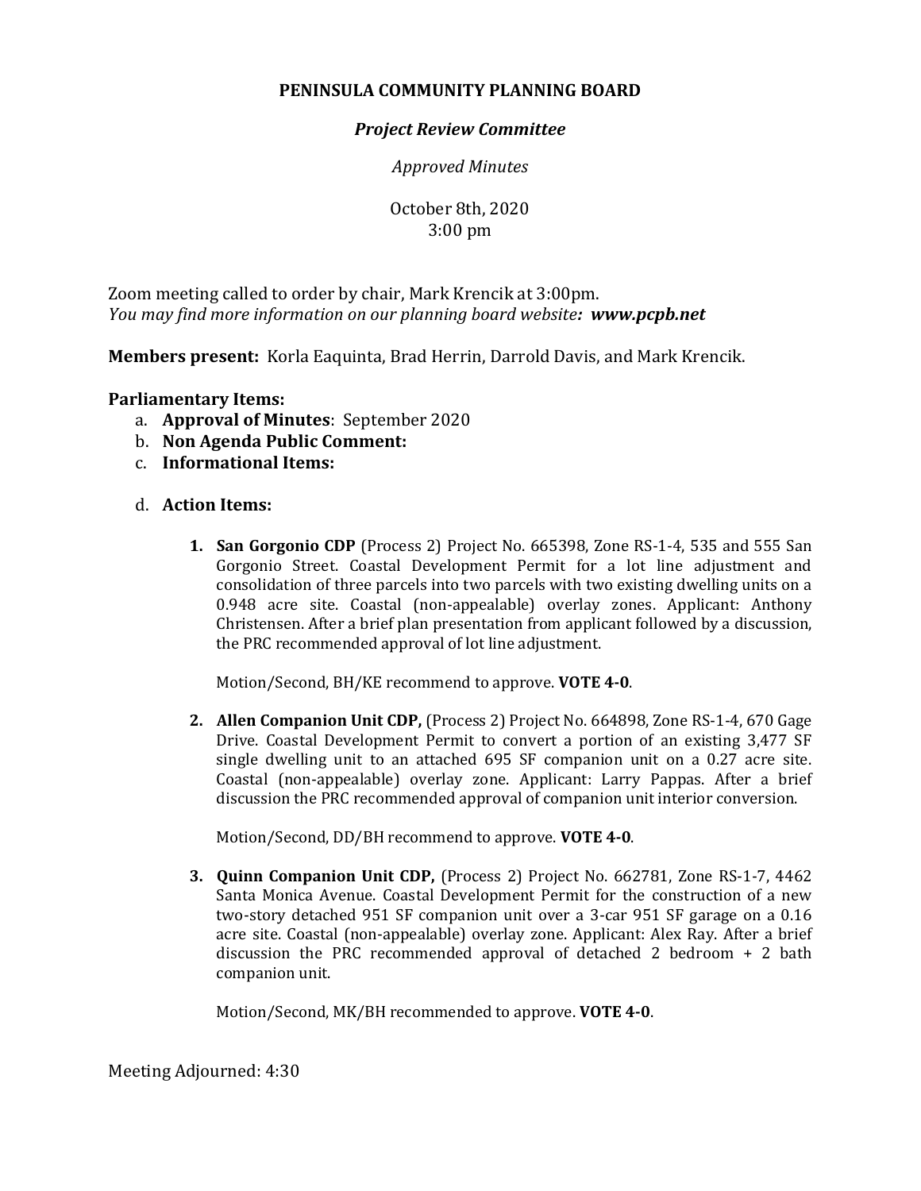# PENINSULA COMMUNITY PLANNING BOARD

## *Project Review Committee*

*Approved Minutes*

October 8th, 2020
3:00 pm

Zoom meeting called to order by chair, Mark Krencik at 3:00pm.
*You may find more information on our planning board website**: www.pcpb.net***

**Members present:** Korla Eaquinta, Brad Herrin, Darrold Davis, and Mark Krencik.

**Parliamentary Items:**

a. **Approval of Minutes**: September 2020
b. **Non Agenda Public Comment:**
c. **Informational Items:**

d. **Action Items:**

1. **San Gorgonio CDP** (Process 2) Project No. 665398, Zone RS-1-4, 535 and 555 San Gorgonio Street. Coastal Development Permit for a lot line adjustment and consolidation of three parcels into two parcels with two existing dwelling units on a 0.948 acre site. Coastal (non-appealable) overlay zones. Applicant: Anthony Christensen. After a brief plan presentation from applicant followed by a discussion, the PRC recommended approval of lot line adjustment.

   Motion/Second, BH/KE recommend to approve. **VOTE 4-0**.

2. **Allen Companion Unit CDP,** (Process 2) Project No. 664898, Zone RS-1-4, 670 Gage Drive. Coastal Development Permit to convert a portion of an existing 3,477 SF single dwelling unit to an attached 695 SF companion unit on a 0.27 acre site. Coastal (non-appealable) overlay zone. Applicant: Larry Pappas. After a brief discussion the PRC recommended approval of companion unit interior conversion.

   Motion/Second, DD/BH recommend to approve. **VOTE 4-0**.

3. **Quinn Companion Unit CDP,** (Process 2) Project No. 662781, Zone RS-1-7, 4462 Santa Monica Avenue. Coastal Development Permit for the construction of a new two-story detached 951 SF companion unit over a 3-car 951 SF garage on a 0.16 acre site. Coastal (non-appealable) overlay zone. Applicant: Alex Ray. After a brief discussion the PRC recommended approval of detached 2 bedroom + 2 bath companion unit.

   Motion/Second, MK/BH recommended to approve. **VOTE 4-0**.

Meeting Adjourned: 4:30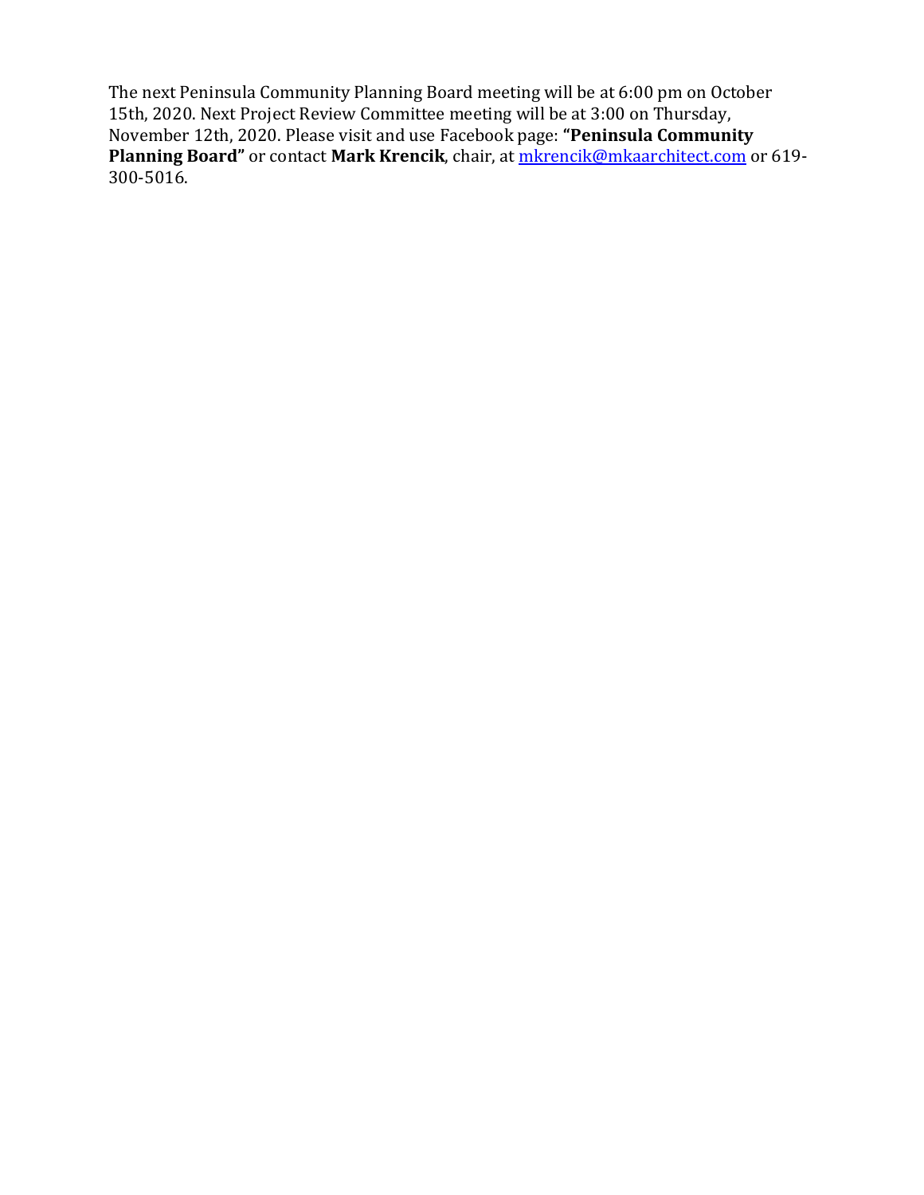The next Peninsula Community Planning Board meeting will be at 6:00 pm on October 15th, 2020. Next Project Review Committee meeting will be at 3:00 on Thursday, November 12th, 2020. Please visit and use Facebook page: **"Peninsula Community Planning Board"** or contact **Mark Krencik**, chair, at [mkrencik@mkaarchitect.com](mailto:mkrencik@mkaarchitect.com) or 619-300-5016.